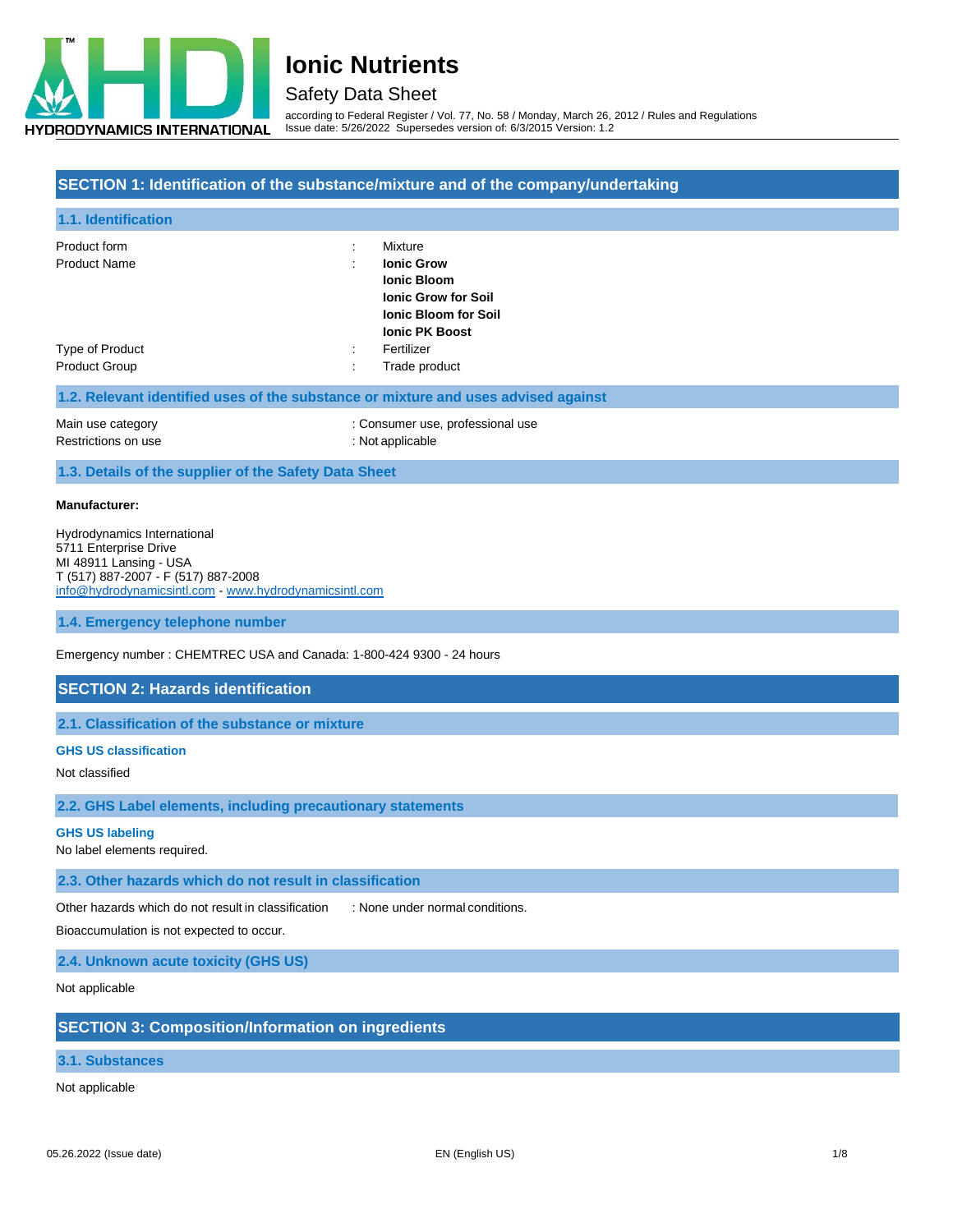# Ionic Nutrients

Safety Data Sheet

according to Federal Register / Vol. 77, No. 58 / Monday, March 26, 2012 / Rules and Regulations
Issue date: 5/26/2022 Supersedes version of: 6/3/2015 Version: 1.2

## SECTION 1: Identification of the substance/mixture and of the company/undertaking

### 1.1. Identification

| | | |
|---|---|---|
| Product form | : | Mixture |
| Product Name | : | **Ionic Grow**<br>**Ionic Bloom**<br>**Ionic Grow for Soil**<br>**Ionic Bloom for Soil**<br>**Ionic PK Boost** |
| Type of Product | : | Fertilizer |
| Product Group | : | Trade product |

### 1.2. Relevant identified uses of the substance or mixture and uses advised against

Main use category : Consumer use, professional use
Restrictions on use : Not applicable

### 1.3. Details of the supplier of the Safety Data Sheet

**Manufacturer:**

Hydrodynamics International
5711 Enterprise Drive
MI 48911 Lansing - USA
T (517) 887-2007 - F (517) 887-2008
info@hydrodynamicsintl.com - www.hydrodynamicsintl.com

### 1.4. Emergency telephone number

Emergency number : CHEMTREC USA and Canada: 1-800-424 9300 - 24 hours

## SECTION 2: Hazards identification

### 2.1. Classification of the substance or mixture

**GHS US classification**

Not classified

### 2.2. GHS Label elements, including precautionary statements

**GHS US labeling**

No label elements required.

### 2.3. Other hazards which do not result in classification

Other hazards which do not result in classification : None under normal conditions.

Bioaccumulation is not expected to occur.

### 2.4. Unknown acute toxicity (GHS US)

Not applicable

## SECTION 3: Composition/Information on ingredients

### 3.1. Substances

Not applicable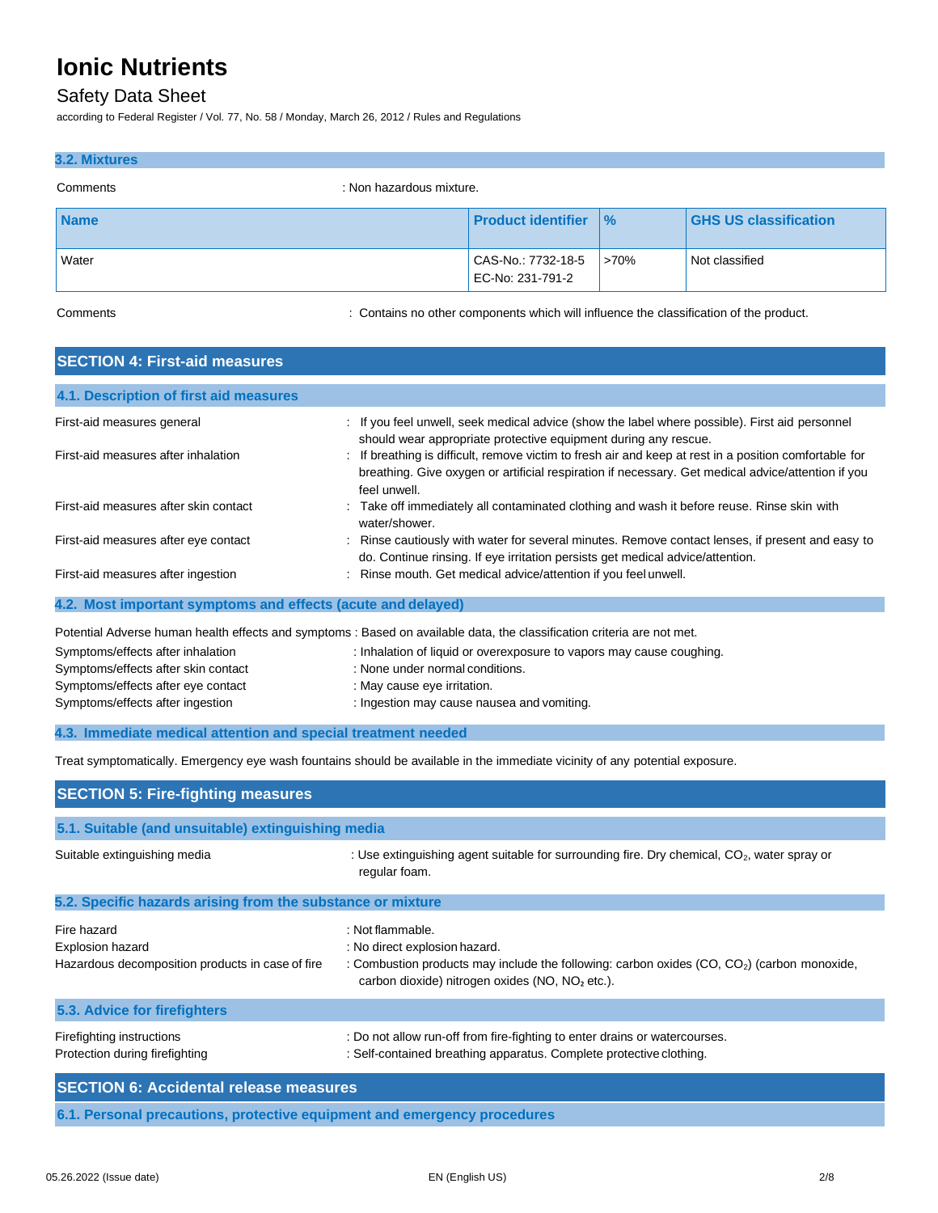# Ionic Nutrients

## Safety Data Sheet

according to Federal Register / Vol. 77, No. 58 / Monday, March 26, 2012 / Rules and Regulations

### 3.2. Mixtures

Comments : Non hazardous mixture.

| Name | Product identifier | % | GHS US classification |
|---|---|---|---|
| Water | CAS-No.: 7732-18-5<br>EC-No: 231-791-2 | >70% | Not classified |

Comments : Contains no other components which will influence the classification of the product.

## SECTION 4: First-aid measures

### 4.1. Description of first aid measures

First-aid measures general : If you feel unwell, seek medical advice (show the label where possible). First aid personnel should wear appropriate protective equipment during any rescue.

First-aid measures after inhalation : If breathing is difficult, remove victim to fresh air and keep at rest in a position comfortable for breathing. Give oxygen or artificial respiration if necessary. Get medical advice/attention if you feel unwell.

First-aid measures after skin contact : Take off immediately all contaminated clothing and wash it before reuse. Rinse skin with water/shower.

First-aid measures after eye contact : Rinse cautiously with water for several minutes. Remove contact lenses, if present and easy to do. Continue rinsing. If eye irritation persists get medical advice/attention.

First-aid measures after ingestion : Rinse mouth. Get medical advice/attention if you feel unwell.

### 4.2. Most important symptoms and effects (acute and delayed)

Potential Adverse human health effects and symptoms : Based on available data, the classification criteria are not met.

Symptoms/effects after inhalation : Inhalation of liquid or overexposure to vapors may cause coughing.

Symptoms/effects after skin contact : None under normal conditions.

Symptoms/effects after eye contact : May cause eye irritation.

Symptoms/effects after ingestion : Ingestion may cause nausea and vomiting.

### 4.3. Immediate medical attention and special treatment needed

Treat symptomatically. Emergency eye wash fountains should be available in the immediate vicinity of any potential exposure.

## SECTION 5: Fire-fighting measures

### 5.1. Suitable (and unsuitable) extinguishing media

Suitable extinguishing media : Use extinguishing agent suitable for surrounding fire. Dry chemical, $CO_2$, water spray or regular foam.

### 5.2. Specific hazards arising from the substance or mixture

Fire hazard : Not flammable.

Explosion hazard : No direct explosion hazard.

Hazardous decomposition products in case of fire : Combustion products may include the following: carbon oxides ($CO$, $CO_2$) (carbon monoxide, carbon dioxide) nitrogen oxides ($NO$, $NO_2$ etc.).

### 5.3. Advice for firefighters

Firefighting instructions : Do not allow run-off from fire-fighting to enter drains or watercourses.

Protection during firefighting : Self-contained breathing apparatus. Complete protective clothing.

## SECTION 6: Accidental release measures

### 6.1. Personal precautions, protective equipment and emergency procedures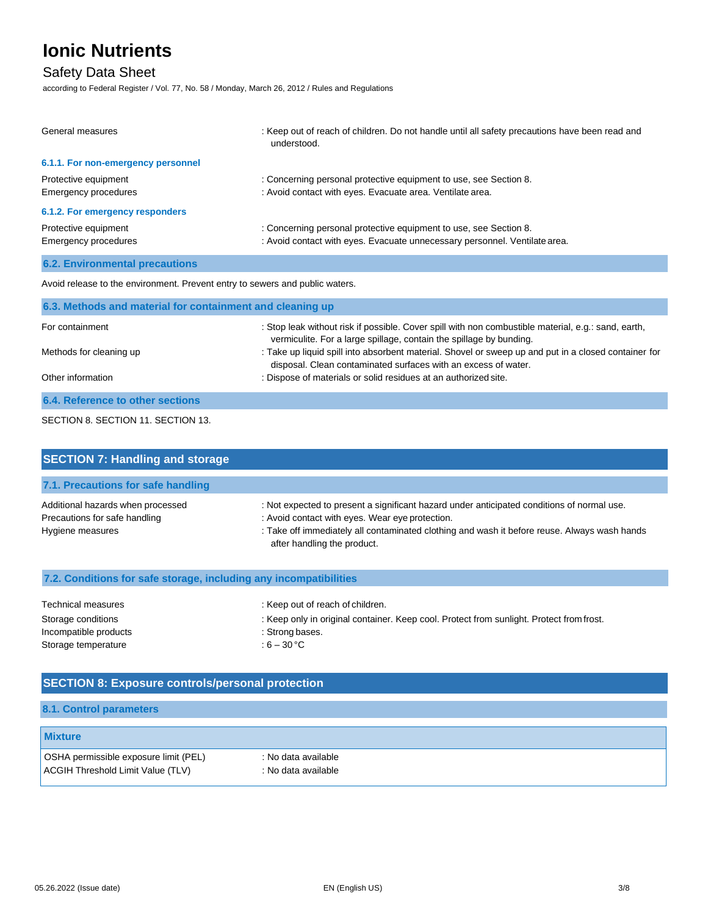General measures : Keep out of reach of children. Do not handle until all safety precautions have been read and understood.

#### 6.1.1. For non-emergency personnel

Protective equipment : Concerning personal protective equipment to use, see Section 8.

Emergency procedures : Avoid contact with eyes. Evacuate area. Ventilate area.

#### 6.1.2. For emergency responders

Protective equipment : Concerning personal protective equipment to use, see Section 8.

Emergency procedures : Avoid contact with eyes. Evacuate unnecessary personnel. Ventilate area.

### 6.2. Environmental precautions

Avoid release to the environment. Prevent entry to sewers and public waters.

### 6.3. Methods and material for containment and cleaning up

For containment : Stop leak without risk if possible. Cover spill with non combustible material, e.g.: sand, earth, vermiculite. For a large spillage, contain the spillage by bunding.

Methods for cleaning up : Take up liquid spill into absorbent material. Shovel or sweep up and put in a closed container for disposal. Clean contaminated surfaces with an excess of water.

Other information : Dispose of materials or solid residues at an authorized site.

### 6.4. Reference to other sections

SECTION 8. SECTION 11. SECTION 13.

## SECTION 7: Handling and storage

### 7.1. Precautions for safe handling

Additional hazards when processed : Not expected to present a significant hazard under anticipated conditions of normal use.

Precautions for safe handling : Avoid contact with eyes. Wear eye protection.

Hygiene measures : Take off immediately all contaminated clothing and wash it before reuse. Always wash hands after handling the product.

### 7.2. Conditions for safe storage, including any incompatibilities

Technical measures : Keep out of reach of children.

Storage conditions : Keep only in original container. Keep cool. Protect from sunlight. Protect from frost.

Incompatible products : Strong bases.

Storage temperature : 6 – 30 °C

## SECTION 8: Exposure controls/personal protection

### 8.1. Control parameters

| Mixture | |
|---|---|
| OSHA permissible exposure limit (PEL) | : No data available |
| ACGIH Threshold Limit Value (TLV) | : No data available |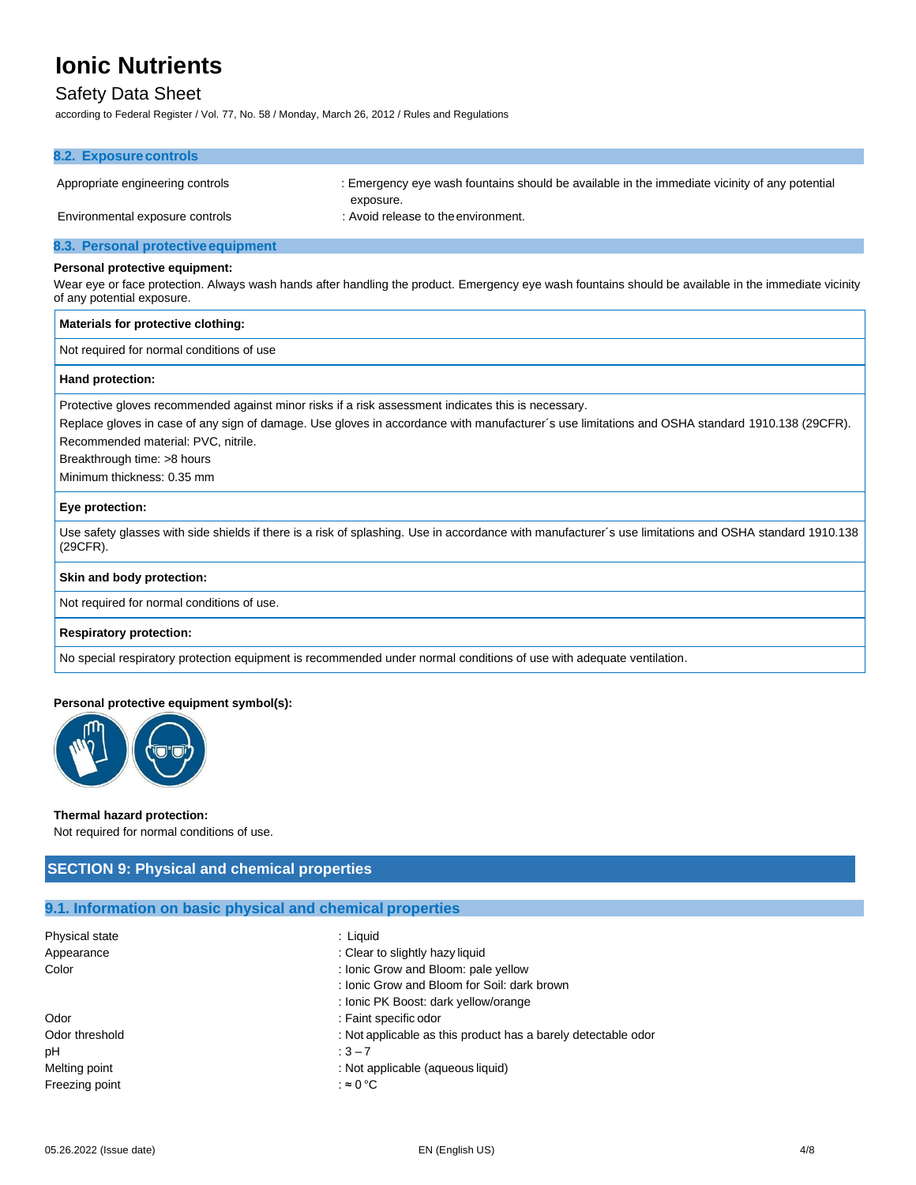### 8.2. Exposure controls

| | |
|---|---|
| Appropriate engineering controls | : Emergency eye wash fountains should be available in the immediate vicinity of any potential exposure. |
| Environmental exposure controls | : Avoid release to the environment. |

### 8.3. Personal protective equipment

**Personal protective equipment:**

Wear eye or face protection. Always wash hands after handling the product. Emergency eye wash fountains should be available in the immediate vicinity of any potential exposure.

| **Materials for protective clothing:** |
|---|
| Not required for normal conditions of use |

| **Hand protection:** |
|---|
| Protective gloves recommended against minor risks if a risk assessment indicates this is necessary.<br>Replace gloves in case of any sign of damage. Use gloves in accordance with manufacturer´s use limitations and OSHA standard 1910.138 (29CFR).<br>Recommended material: PVC, nitrile.<br>Breakthrough time: >8 hours<br>Minimum thickness: 0.35 mm |

| **Eye protection:** |
|---|
| Use safety glasses with side shields if there is a risk of splashing. Use in accordance with manufacturer´s use limitations and OSHA standard 1910.138 (29CFR). |

| **Skin and body protection:** |
|---|
| Not required for normal conditions of use. |

| **Respiratory protection:** |
|---|
| No special respiratory protection equipment is recommended under normal conditions of use with adequate ventilation. |

**Personal protective equipment symbol(s):**

**Thermal hazard protection:**

Not required for normal conditions of use.

## SECTION 9: Physical and chemical properties

### 9.1. Information on basic physical and chemical properties

| | |
|---|---|
| Physical state | : Liquid |
| Appearance | : Clear to slightly hazy liquid |
| Color | : Ionic Grow and Bloom: pale yellow |
| | : Ionic Grow and Bloom for Soil: dark brown |
| | : Ionic PK Boost: dark yellow/orange |
| Odor | : Faint specific odor |
| Odor threshold | : Not applicable as this product has a barely detectable odor |
| pH | : 3 – 7 |
| Melting point | : Not applicable (aqueous liquid) |
| Freezing point | : ≈ 0 °C |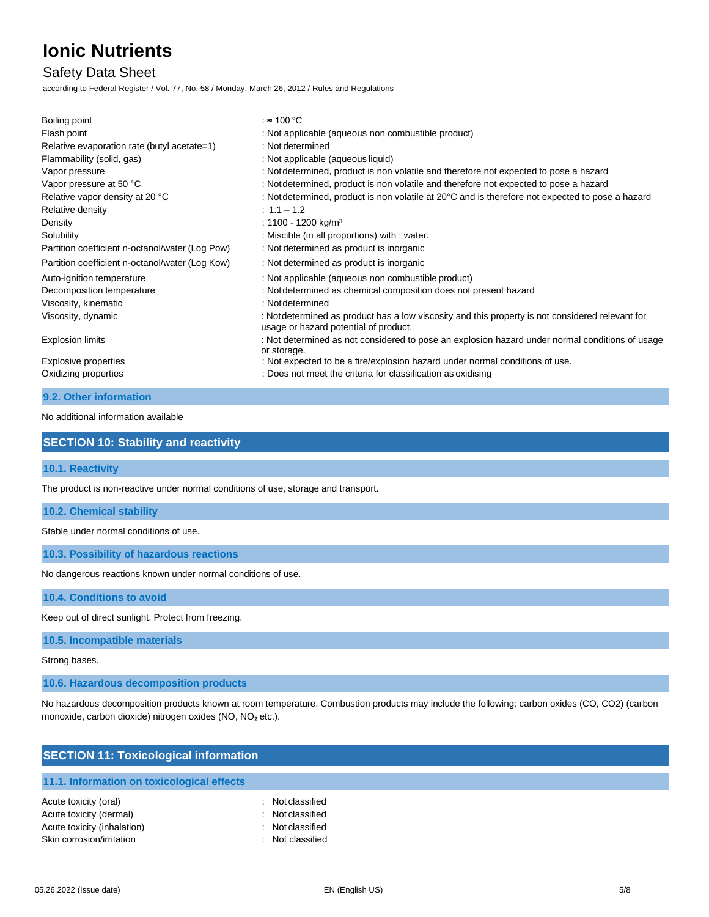| | |
|---|---|
| Boiling point | : ≈ 100 °C |
| Flash point | : Not applicable (aqueous non combustible product) |
| Relative evaporation rate (butyl acetate=1) | : Not determined |
| Flammability (solid, gas) | : Not applicable (aqueous liquid) |
| Vapor pressure | : Not determined, product is non volatile and therefore not expected to pose a hazard |
| Vapor pressure at 50 °C | : Not determined, product is non volatile and therefore not expected to pose a hazard |
| Relative vapor density at 20 °C | : Not determined, product is non volatile at 20°C and is therefore not expected to pose a hazard |
| Relative density | : 1.1 – 1.2 |
| Density | : 1100 - 1200 kg/m³ |
| Solubility | : Miscible (in all proportions) with : water. |
| Partition coefficient n-octanol/water (Log Pow) | : Not determined as product is inorganic |
| Partition coefficient n-octanol/water (Log Kow) | : Not determined as product is inorganic |
| Auto-ignition temperature | : Not applicable (aqueous non combustible product) |
| Decomposition temperature | : Not determined as chemical composition does not present hazard |
| Viscosity, kinematic | : Not determined |
| Viscosity, dynamic | : Not determined as product has a low viscosity and this property is not considered relevant for usage or hazard potential of product. |
| Explosion limits | : Not determined as not considered to pose an explosion hazard under normal conditions of usage or storage. |
| Explosive properties | : Not expected to be a fire/explosion hazard under normal conditions of use. |
| Oxidizing properties | : Does not meet the criteria for classification as oxidising |

### 9.2. Other information

No additional information available

## SECTION 10: Stability and reactivity

### 10.1. Reactivity

The product is non-reactive under normal conditions of use, storage and transport.

### 10.2. Chemical stability

Stable under normal conditions of use.

### 10.3. Possibility of hazardous reactions

No dangerous reactions known under normal conditions of use.

### 10.4. Conditions to avoid

Keep out of direct sunlight. Protect from freezing.

### 10.5. Incompatible materials

Strong bases.

### 10.6. Hazardous decomposition products

No hazardous decomposition products known at room temperature. Combustion products may include the following: carbon oxides (CO, $CO_2$) (carbon monoxide, carbon dioxide) nitrogen oxides (NO, $NO_2$ etc.).

## SECTION 11: Toxicological information

### 11.1. Information on toxicological effects

| | |
|---|---|
| Acute toxicity (oral) | : Not classified |
| Acute toxicity (dermal) | : Not classified |
| Acute toxicity (inhalation) | : Not classified |
| Skin corrosion/irritation | : Not classified |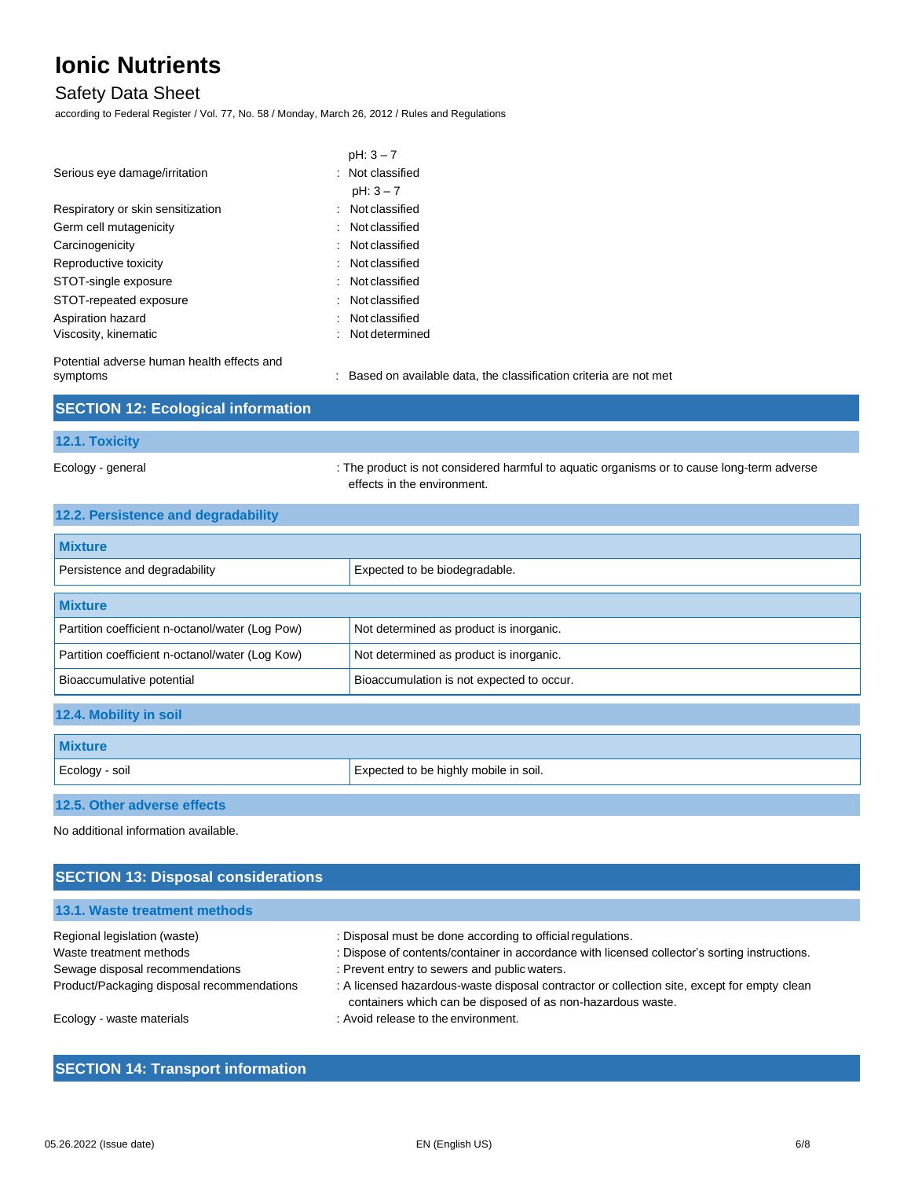| | |
|---|---|
| | pH: 3 – 7 |
| Serious eye damage/irritation | : Not classified |
| | pH: 3 – 7 |
| Respiratory or skin sensitization | : Not classified |
| Germ cell mutagenicity | : Not classified |
| Carcinogenicity | : Not classified |
| Reproductive toxicity | : Not classified |
| STOT-single exposure | : Not classified |
| STOT-repeated exposure | : Not classified |
| Aspiration hazard | : Not classified |
| Viscosity, kinematic | : Not determined |
| Potential adverse human health effects and symptoms | : Based on available data, the classification criteria are not met |

## SECTION 12: Ecological information

### 12.1. Toxicity

Ecology - general : The product is not considered harmful to aquatic organisms or to cause long-term adverse effects in the environment.

### 12.2. Persistence and degradability

| Mixture | |
|---|---|
| Persistence and degradability | Expected to be biodegradable. |

| Mixture | |
|---|---|
| Partition coefficient n-octanol/water (Log Pow) | Not determined as product is inorganic. |
| Partition coefficient n-octanol/water (Log Kow) | Not determined as product is inorganic. |
| Bioaccumulative potential | Bioaccumulation is not expected to occur. |

### 12.4. Mobility in soil

| Mixture | |
|---|---|
| Ecology - soil | Expected to be highly mobile in soil. |

### 12.5. Other adverse effects

No additional information available.

## SECTION 13: Disposal considerations

### 13.1. Waste treatment methods

| | |
|---|---|
| Regional legislation (waste) | : Disposal must be done according to official regulations. |
| Waste treatment methods | : Dispose of contents/container in accordance with licensed collector's sorting instructions. |
| Sewage disposal recommendations | : Prevent entry to sewers and public waters. |
| Product/Packaging disposal recommendations | : A licensed hazardous-waste disposal contractor or collection site, except for empty clean containers which can be disposed of as non-hazardous waste. |
| Ecology - waste materials | : Avoid release to the environment. |

## SECTION 14: Transport information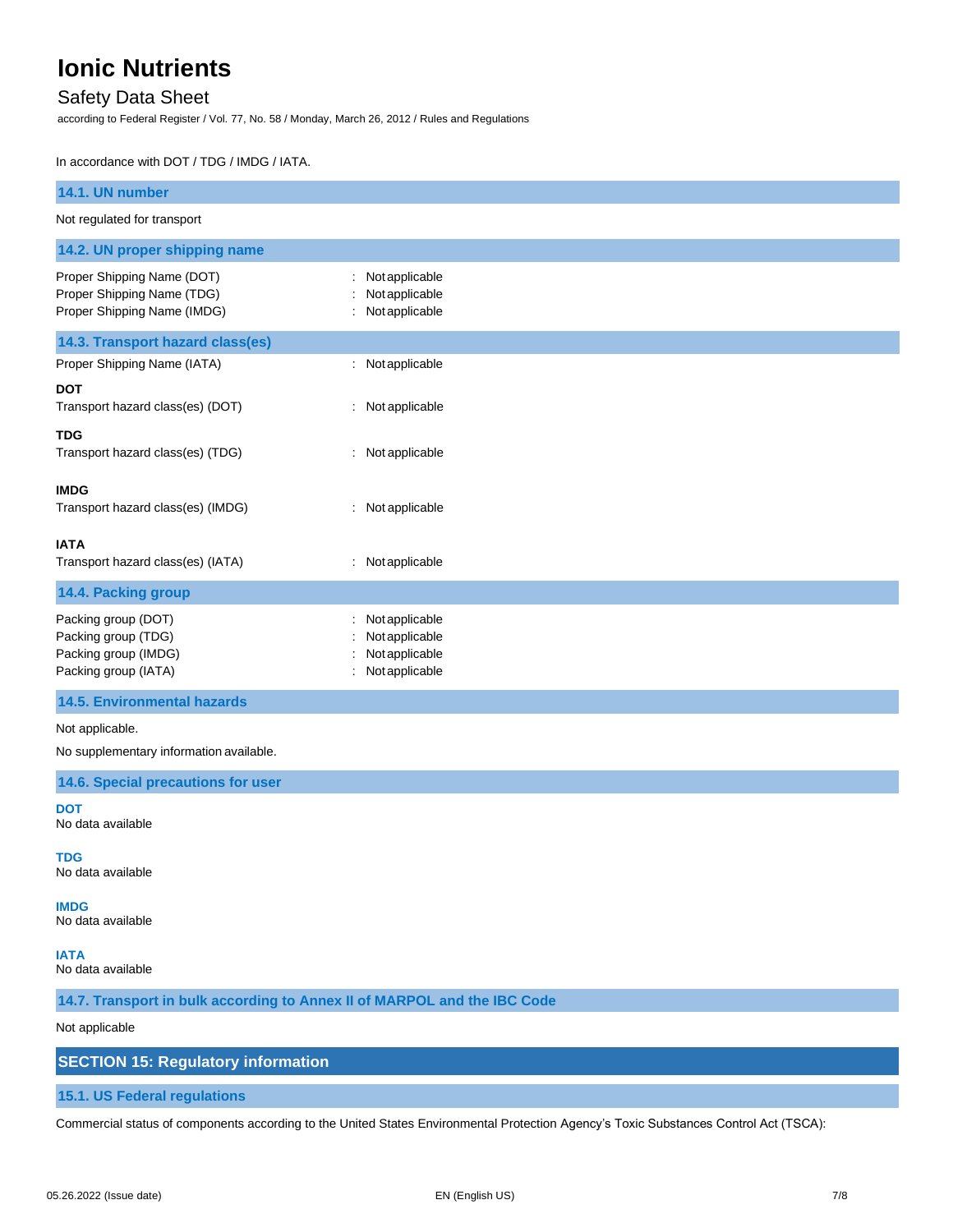In accordance with DOT / TDG / IMDG / IATA.

### 14.1. UN number

Not regulated for transport

### 14.2. UN proper shipping name

Proper Shipping Name (DOT) : Not applicable
Proper Shipping Name (TDG) : Not applicable
Proper Shipping Name (IMDG) : Not applicable

### 14.3. Transport hazard class(es)

Proper Shipping Name (IATA) : Not applicable

**DOT**
Transport hazard class(es) (DOT) : Not applicable

**TDG**
Transport hazard class(es) (TDG) : Not applicable

**IMDG**
Transport hazard class(es) (IMDG) : Not applicable

**IATA**
Transport hazard class(es) (IATA) : Not applicable

### 14.4. Packing group

Packing group (DOT) : Not applicable
Packing group (TDG) : Not applicable
Packing group (IMDG) : Not applicable
Packing group (IATA) : Not applicable

### 14.5. Environmental hazards

Not applicable.

No supplementary information available.

### 14.6. Special precautions for user

**DOT**
No data available

**TDG**
No data available

**IMDG**
No data available

**IATA**
No data available

### 14.7. Transport in bulk according to Annex II of MARPOL and the IBC Code

Not applicable

## SECTION 15: Regulatory information

### 15.1. US Federal regulations

Commercial status of components according to the United States Environmental Protection Agency's Toxic Substances Control Act (TSCA):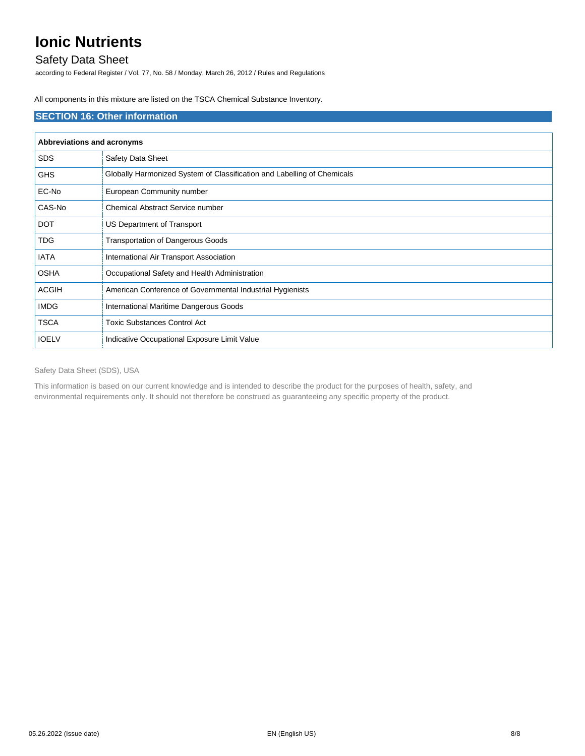All components in this mixture are listed on the TSCA Chemical Substance Inventory.

## SECTION 16: Other information

| Abbreviations and acronyms | |
|---|---|
| SDS | Safety Data Sheet |
| GHS | Globally Harmonized System of Classification and Labelling of Chemicals |
| EC-No | European Community number |
| CAS-No | Chemical Abstract Service number |
| DOT | US Department of Transport |
| TDG | Transportation of Dangerous Goods |
| IATA | International Air Transport Association |
| OSHA | Occupational Safety and Health Administration |
| ACGIH | American Conference of Governmental Industrial Hygienists |
| IMDG | International Maritime Dangerous Goods |
| TSCA | Toxic Substances Control Act |
| IOELV | Indicative Occupational Exposure Limit Value |

Safety Data Sheet (SDS), USA

This information is based on our current knowledge and is intended to describe the product for the purposes of health, safety, and environmental requirements only. It should not therefore be construed as guaranteeing any specific property of the product.